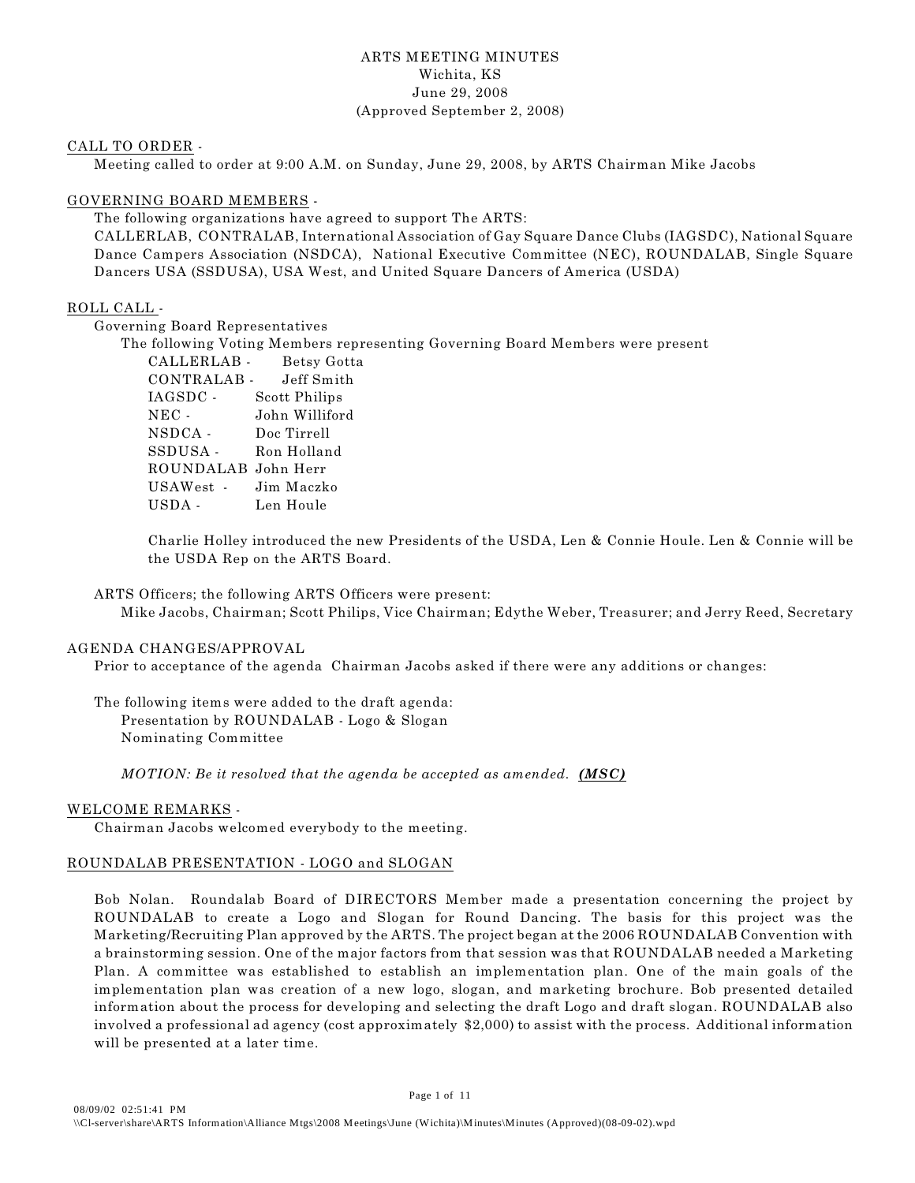# ARTS MEETING MINUTES

Wichita, KS
June 29, 2008
(Approved September 2, 2008)

## CALL TO ORDER -

Meeting called to order at 9:00 A.M. on Sunday, June 29, 2008, by ARTS Chairman Mike Jacobs

## GOVERNING BOARD MEMBERS -

The following organizations have agreed to support The ARTS:
CALLERLAB, CONTRALAB, International Association of Gay Square Dance Clubs (IAGSDC), National Square Dance Campers Association (NSDCA), National Executive Committee (NEC), ROUNDALAB, Single Square Dancers USA (SSDUSA), USA West, and United Square Dancers of America (USDA)

## ROLL CALL -

Governing Board Representatives

The following Voting Members representing Governing Board Members were present

| | |
|---|---|
| CALLERLAB - | Betsy Gotta |
| CONTRALAB - | Jeff Smith |
| IAGSDC - | Scott Philips |
| NEC - | John Williford |
| NSDCA - | Doc Tirrell |
| SSDUSA - | Ron Holland |
| ROUNDALAB | John Herr |
| USAWest - | Jim Maczko |
| USDA - | Len Houle |

Charlie Holley introduced the new Presidents of the USDA, Len & Connie Houle. Len & Connie will be the USDA Rep on the ARTS Board.

ARTS Officers; the following ARTS Officers were present:
Mike Jacobs, Chairman; Scott Philips, Vice Chairman; Edythe Weber, Treasurer; and Jerry Reed, Secretary

## AGENDA CHANGES/APPROVAL

Prior to acceptance of the agenda Chairman Jacobs asked if there were any additions or changes:

The following items were added to the draft agenda:
- Presentation by ROUNDALAB - Logo & Slogan
- Nominating Committee

*MOTION: Be it resolved that the agenda be accepted as amended.* ***(MSC)***

## WELCOME REMARKS -

Chairman Jacobs welcomed everybody to the meeting.

## ROUNDALAB PRESENTATION - LOGO and SLOGAN

Bob Nolan. Roundalab Board of DIRECTORS Member made a presentation concerning the project by ROUNDALAB to create a Logo and Slogan for Round Dancing. The basis for this project was the Marketing/Recruiting Plan approved by the ARTS. The project began at the 2006 ROUNDALAB Convention with a brainstorming session. One of the major factors from that session was that ROUNDALAB needed a Marketing Plan. A committee was established to establish an implementation plan. One of the main goals of the implementation plan was creation of a new logo, slogan, and marketing brochure. Bob presented detailed information about the process for developing and selecting the draft Logo and draft slogan. ROUNDALAB also involved a professional ad agency (cost approximately $2,000) to assist with the process. Additional information will be presented at a later time.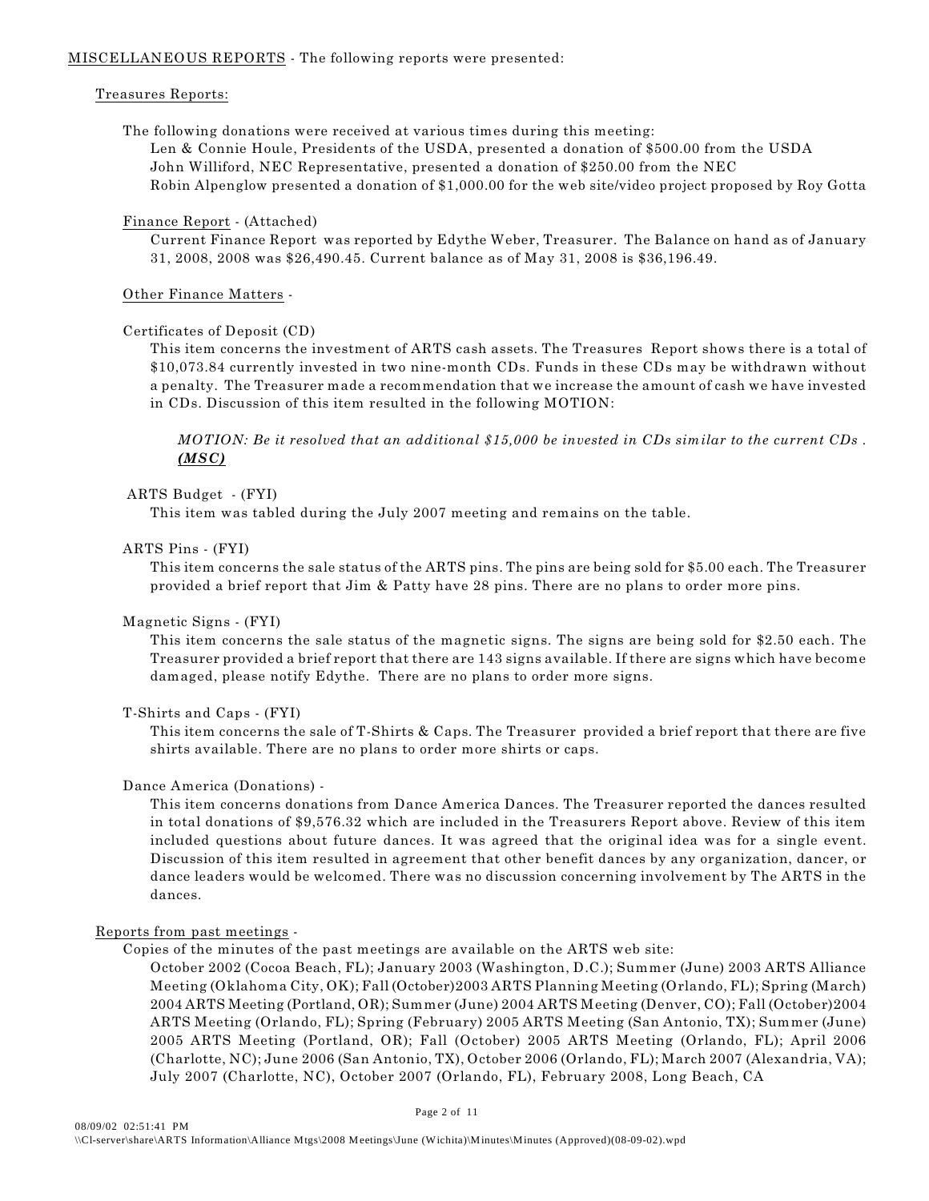MISCELLANEOUS REPORTS - The following reports were presented:

Treasures Reports:

The following donations were received at various times during this meeting:

Len & Connie Houle, Presidents of the USDA, presented a donation of $500.00 from the USDA
John Williford, NEC Representative, presented a donation of $250.00 from the NEC
Robin Alpenglow presented a donation of $1,000.00 for the web site/video project proposed by Roy Gotta

Finance Report - (Attached)

Current Finance Report was reported by Edythe Weber, Treasurer. The Balance on hand as of January 31, 2008, 2008 was $26,490.45. Current balance as of May 31, 2008 is $36,196.49.

Other Finance Matters -

Certificates of Deposit (CD)

This item concerns the investment of ARTS cash assets. The Treasures Report shows there is a total of $10,073.84 currently invested in two nine-month CDs. Funds in these CDs may be withdrawn without a penalty. The Treasurer made a recommendation that we increase the amount of cash we have invested in CDs. Discussion of this item resulted in the following MOTION:

*MOTION: Be it resolved that an additional $15,000 be invested in CDs similar to the current CDs .* ***(MSC)***

ARTS Budget - (FYI)

This item was tabled during the July 2007 meeting and remains on the table.

ARTS Pins - (FYI)

This item concerns the sale status of the ARTS pins. The pins are being sold for $5.00 each. The Treasurer provided a brief report that Jim & Patty have 28 pins. There are no plans to order more pins.

Magnetic Signs - (FYI)

This item concerns the sale status of the magnetic signs. The signs are being sold for $2.50 each. The Treasurer provided a brief report that there are 143 signs available. If there are signs which have become damaged, please notify Edythe. There are no plans to order more signs.

T-Shirts and Caps - (FYI)

This item concerns the sale of T-Shirts & Caps. The Treasurer provided a brief report that there are five shirts available. There are no plans to order more shirts or caps.

Dance America (Donations) -

This item concerns donations from Dance America Dances. The Treasurer reported the dances resulted in total donations of $9,576.32 which are included in the Treasurers Report above. Review of this item included questions about future dances. It was agreed that the original idea was for a single event. Discussion of this item resulted in agreement that other benefit dances by any organization, dancer, or dance leaders would be welcomed. There was no discussion concerning involvement by The ARTS in the dances.

Reports from past meetings -

Copies of the minutes of the past meetings are available on the ARTS web site:

October 2002 (Cocoa Beach, FL); January 2003 (Washington, D.C.); Summer (June) 2003 ARTS Alliance Meeting (Oklahoma City, OK); Fall (October)2003 ARTS Planning Meeting (Orlando, FL); Spring (March) 2004 ARTS Meeting (Portland, OR); Summer (June) 2004 ARTS Meeting (Denver, CO); Fall (October)2004 ARTS Meeting (Orlando, FL); Spring (February) 2005 ARTS Meeting (San Antonio, TX); Summer (June) 2005 ARTS Meeting (Portland, OR); Fall (October) 2005 ARTS Meeting (Orlando, FL); April 2006 (Charlotte, NC); June 2006 (San Antonio, TX), October 2006 (Orlando, FL); March 2007 (Alexandria, VA); July 2007 (Charlotte, NC), October 2007 (Orlando, FL), February 2008, Long Beach, CA

08/09/02 02:51:41 PM
\\CI-server\share\ARTS Information\Alliance Mtgs\2008 Meetings\June (Wichita)\Minutes\Minutes (Approved)(08-09-02).wpd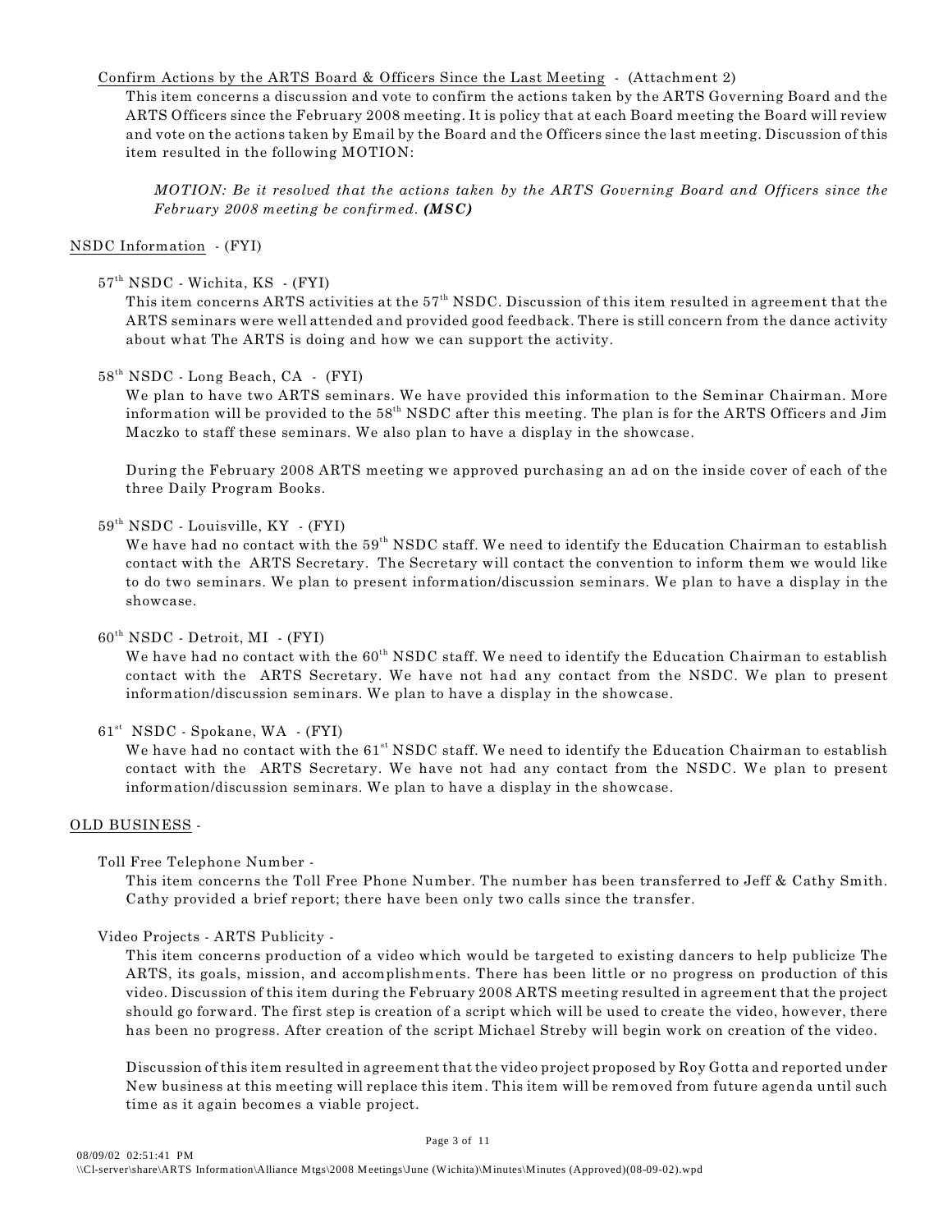Confirm Actions by the ARTS Board & Officers Since the Last Meeting - (Attachment 2)

This item concerns a discussion and vote to confirm the actions taken by the ARTS Governing Board and the ARTS Officers since the February 2008 meeting. It is policy that at each Board meeting the Board will review and vote on the actions taken by Email by the Board and the Officers since the last meeting. Discussion of this item resulted in the following MOTION:

> *MOTION: Be it resolved that the actions taken by the ARTS Governing Board and Officers since the February 2008 meeting be confirmed.* ***(MSC)***

## NSDC Information - (FYI)

### 57th NSDC - Wichita, KS - (FYI)

This item concerns ARTS activities at the 57th NSDC. Discussion of this item resulted in agreement that the ARTS seminars were well attended and provided good feedback. There is still concern from the dance activity about what The ARTS is doing and how we can support the activity.

### 58th NSDC - Long Beach, CA - (FYI)

We plan to have two ARTS seminars. We have provided this information to the Seminar Chairman. More information will be provided to the 58th NSDC after this meeting. The plan is for the ARTS Officers and Jim Maczko to staff these seminars. We also plan to have a display in the showcase.

During the February 2008 ARTS meeting we approved purchasing an ad on the inside cover of each of the three Daily Program Books.

### 59th NSDC - Louisville, KY - (FYI)

We have had no contact with the 59th NSDC staff. We need to identify the Education Chairman to establish contact with the ARTS Secretary. The Secretary will contact the convention to inform them we would like to do two seminars. We plan to present information/discussion seminars. We plan to have a display in the showcase.

### 60th NSDC - Detroit, MI - (FYI)

We have had no contact with the 60th NSDC staff. We need to identify the Education Chairman to establish contact with the ARTS Secretary. We have not had any contact from the NSDC. We plan to present information/discussion seminars. We plan to have a display in the showcase.

### 61st NSDC - Spokane, WA - (FYI)

We have had no contact with the 61st NSDC staff. We need to identify the Education Chairman to establish contact with the ARTS Secretary. We have not had any contact from the NSDC. We plan to present information/discussion seminars. We plan to have a display in the showcase.

## OLD BUSINESS -

### Toll Free Telephone Number -

This item concerns the Toll Free Phone Number. The number has been transferred to Jeff & Cathy Smith. Cathy provided a brief report; there have been only two calls since the transfer.

### Video Projects - ARTS Publicity -

This item concerns production of a video which would be targeted to existing dancers to help publicize The ARTS, its goals, mission, and accomplishments. There has been little or no progress on production of this video. Discussion of this item during the February 2008 ARTS meeting resulted in agreement that the project should go forward. The first step is creation of a script which will be used to create the video, however, there has been no progress. After creation of the script Michael Streby will begin work on creation of the video.

Discussion of this item resulted in agreement that the video project proposed by Roy Gotta and reported under New business at this meeting will replace this item. This item will be removed from future agenda until such time as it again becomes a viable project.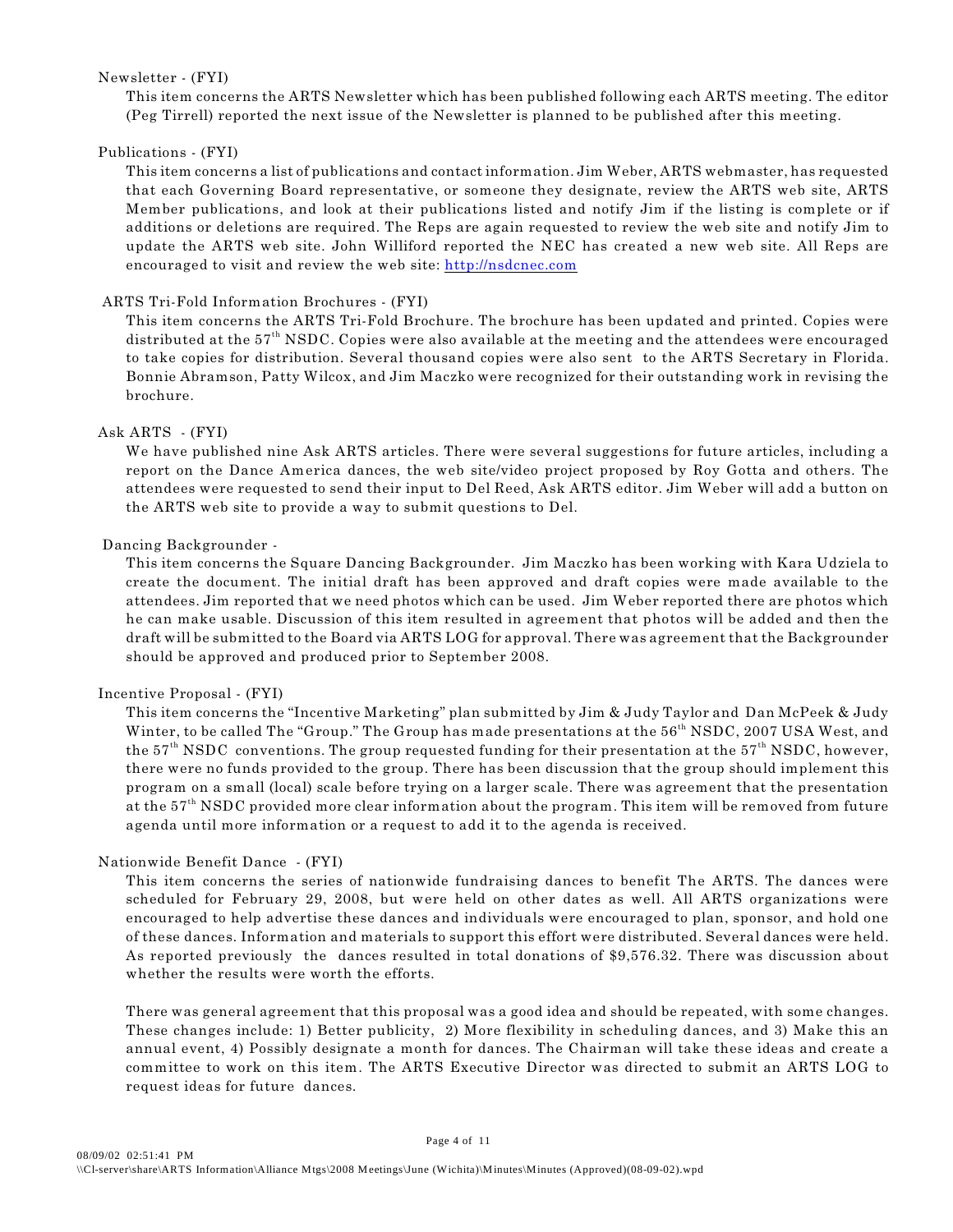Newsletter - (FYI)

This item concerns the ARTS Newsletter which has been published following each ARTS meeting. The editor (Peg Tirrell) reported the next issue of the Newsletter is planned to be published after this meeting.

Publications - (FYI)

This item concerns a list of publications and contact information. Jim Weber, ARTS webmaster, has requested that each Governing Board representative, or someone they designate, review the ARTS web site, ARTS Member publications, and look at their publications listed and notify Jim if the listing is complete or if additions or deletions are required. The Reps are again requested to review the web site and notify Jim to update the ARTS web site. John Williford reported the NEC has created a new web site. All Reps are encouraged to visit and review the web site: http://nsdcnec.com

ARTS Tri-Fold Information Brochures - (FYI)

This item concerns the ARTS Tri-Fold Brochure. The brochure has been updated and printed. Copies were distributed at the 57th NSDC. Copies were also available at the meeting and the attendees were encouraged to take copies for distribution. Several thousand copies were also sent to the ARTS Secretary in Florida. Bonnie Abramson, Patty Wilcox, and Jim Maczko were recognized for their outstanding work in revising the brochure.

Ask ARTS - (FYI)

We have published nine Ask ARTS articles. There were several suggestions for future articles, including a report on the Dance America dances, the web site/video project proposed by Roy Gotta and others. The attendees were requested to send their input to Del Reed, Ask ARTS editor. Jim Weber will add a button on the ARTS web site to provide a way to submit questions to Del.

Dancing Backgrounder -

This item concerns the Square Dancing Backgrounder. Jim Maczko has been working with Kara Udziela to create the document. The initial draft has been approved and draft copies were made available to the attendees. Jim reported that we need photos which can be used. Jim Weber reported there are photos which he can make usable. Discussion of this item resulted in agreement that photos will be added and then the draft will be submitted to the Board via ARTS LOG for approval. There was agreement that the Backgrounder should be approved and produced prior to September 2008.

Incentive Proposal - (FYI)

This item concerns the "Incentive Marketing" plan submitted by Jim & Judy Taylor and Dan McPeek & Judy Winter, to be called The "Group." The Group has made presentations at the 56th NSDC, 2007 USA West, and the 57th NSDC conventions. The group requested funding for their presentation at the 57th NSDC, however, there were no funds provided to the group. There has been discussion that the group should implement this program on a small (local) scale before trying on a larger scale. There was agreement that the presentation at the 57th NSDC provided more clear information about the program. This item will be removed from future agenda until more information or a request to add it to the agenda is received.

Nationwide Benefit Dance - (FYI)

This item concerns the series of nationwide fundraising dances to benefit The ARTS. The dances were scheduled for February 29, 2008, but were held on other dates as well. All ARTS organizations were encouraged to help advertise these dances and individuals were encouraged to plan, sponsor, and hold one of these dances. Information and materials to support this effort were distributed. Several dances were held. As reported previously the dances resulted in total donations of $9,576.32. There was discussion about whether the results were worth the efforts.

There was general agreement that this proposal was a good idea and should be repeated, with some changes. These changes include: 1) Better publicity, 2) More flexibility in scheduling dances, and 3) Make this an annual event, 4) Possibly designate a month for dances. The Chairman will take these ideas and create a committee to work on this item. The ARTS Executive Director was directed to submit an ARTS LOG to request ideas for future dances.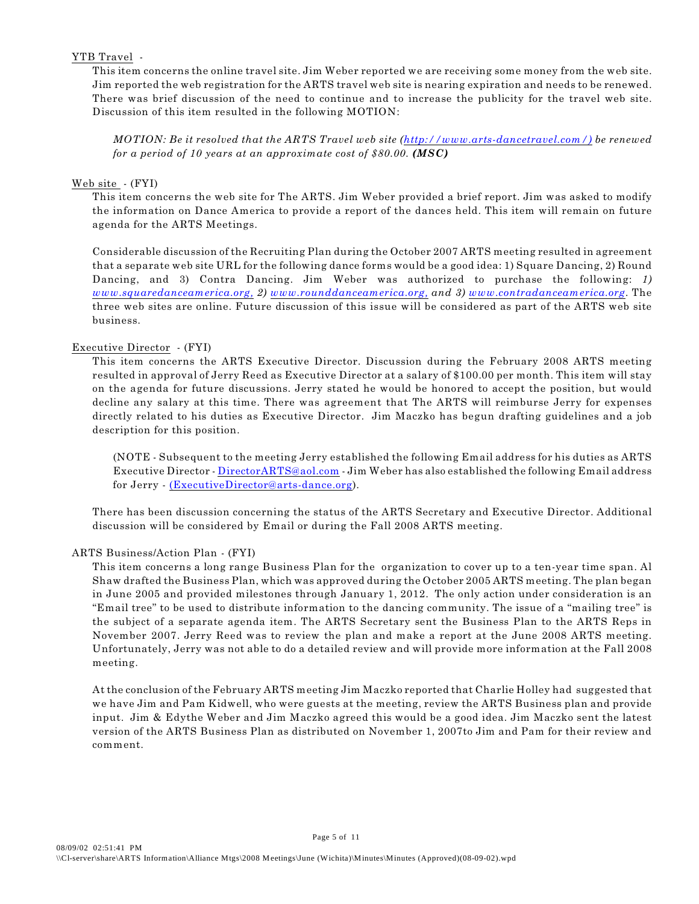YTB Travel -

This item concerns the online travel site. Jim Weber reported we are receiving some money from the web site. Jim reported the web registration for the ARTS travel web site is nearing expiration and needs to be renewed. There was brief discussion of the need to continue and to increase the publicity for the travel web site. Discussion of this item resulted in the following MOTION:

> *MOTION: Be it resolved that the ARTS Travel web site (http://www.arts-dancetravel.com/) be renewed for a period of 10 years at an approximate cost of $80.00.* ***(MSC)***

Web site - (FYI)

This item concerns the web site for The ARTS. Jim Weber provided a brief report. Jim was asked to modify the information on Dance America to provide a report of the dances held. This item will remain on future agenda for the ARTS Meetings.

Considerable discussion of the Recruiting Plan during the October 2007 ARTS meeting resulted in agreement that a separate web site URL for the following dance forms would be a good idea: 1) Square Dancing, 2) Round Dancing, and 3) Contra Dancing. Jim Weber was authorized to purchase the following: *1) www.squaredanceamerica.org, 2) www.rounddanceamerica.org, and 3) www.contradanceamerica.org*. The three web sites are online. Future discussion of this issue will be considered as part of the ARTS web site business.

Executive Director - (FYI)

This item concerns the ARTS Executive Director. Discussion during the February 2008 ARTS meeting resulted in approval of Jerry Reed as Executive Director at a salary of $100.00 per month. This item will stay on the agenda for future discussions. Jerry stated he would be honored to accept the position, but would decline any salary at this time. There was agreement that The ARTS will reimburse Jerry for expenses directly related to his duties as Executive Director. Jim Maczko has begun drafting guidelines and a job description for this position.

> (NOTE - Subsequent to the meeting Jerry established the following Email address for his duties as ARTS Executive Director - DirectorARTS@aol.com - Jim Weber has also established the following Email address for Jerry - (ExecutiveDirector@arts-dance.org).

There has been discussion concerning the status of the ARTS Secretary and Executive Director. Additional discussion will be considered by Email or during the Fall 2008 ARTS meeting.

ARTS Business/Action Plan - (FYI)

This item concerns a long range Business Plan for the organization to cover up to a ten-year time span. Al Shaw drafted the Business Plan, which was approved during the October 2005 ARTS meeting. The plan began in June 2005 and provided milestones through January 1, 2012. The only action under consideration is an "Email tree" to be used to distribute information to the dancing community. The issue of a "mailing tree" is the subject of a separate agenda item. The ARTS Secretary sent the Business Plan to the ARTS Reps in November 2007. Jerry Reed was to review the plan and make a report at the June 2008 ARTS meeting. Unfortunately, Jerry was not able to do a detailed review and will provide more information at the Fall 2008 meeting.

At the conclusion of the February ARTS meeting Jim Maczko reported that Charlie Holley had suggested that we have Jim and Pam Kidwell, who were guests at the meeting, review the ARTS Business plan and provide input. Jim & Edythe Weber and Jim Maczko agreed this would be a good idea. Jim Maczko sent the latest version of the ARTS Business Plan as distributed on November 1, 2007to Jim and Pam for their review and comment.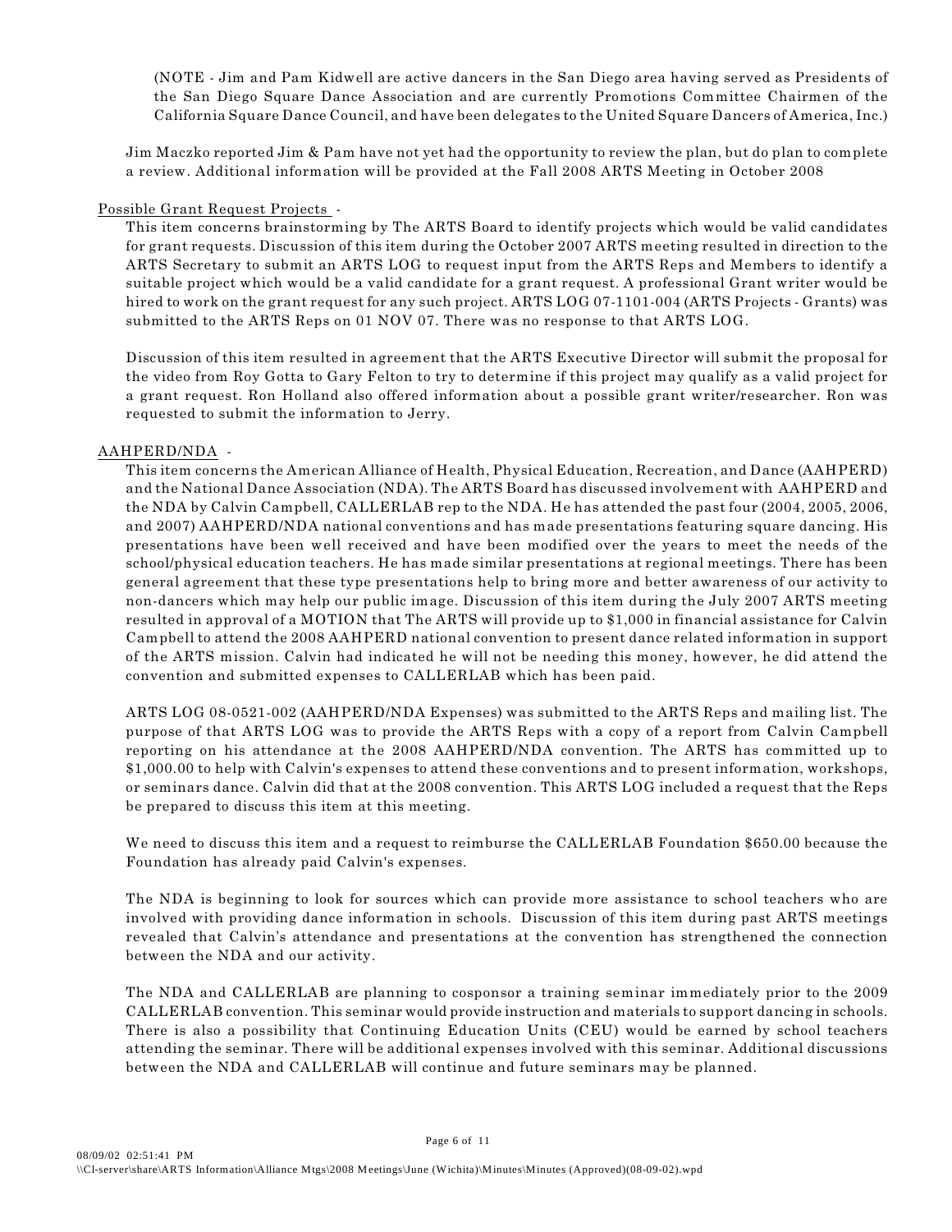(NOTE - Jim and Pam Kidwell are active dancers in the San Diego area having served as Presidents of the San Diego Square Dance Association and are currently Promotions Committee Chairmen of the California Square Dance Council, and have been delegates to the United Square Dancers of America, Inc.)

Jim Maczko reported Jim & Pam have not yet had the opportunity to review the plan, but do plan to complete a review. Additional information will be provided at the Fall 2008 ARTS Meeting in October 2008

Possible Grant Request Projects -

This item concerns brainstorming by The ARTS Board to identify projects which would be valid candidates for grant requests. Discussion of this item during the October 2007 ARTS meeting resulted in direction to the ARTS Secretary to submit an ARTS LOG to request input from the ARTS Reps and Members to identify a suitable project which would be a valid candidate for a grant request. A professional Grant writer would be hired to work on the grant request for any such project. ARTS LOG 07-1101-004 (ARTS Projects - Grants) was submitted to the ARTS Reps on 01 NOV 07. There was no response to that ARTS LOG.

Discussion of this item resulted in agreement that the ARTS Executive Director will submit the proposal for the video from Roy Gotta to Gary Felton to try to determine if this project may qualify as a valid project for a grant request. Ron Holland also offered information about a possible grant writer/researcher. Ron was requested to submit the information to Jerry.

AAHPERD/NDA -

This item concerns the American Alliance of Health, Physical Education, Recreation, and Dance (AAHPERD) and the National Dance Association (NDA). The ARTS Board has discussed involvement with AAHPERD and the NDA by Calvin Campbell, CALLERLAB rep to the NDA. He has attended the past four (2004, 2005, 2006, and 2007) AAHPERD/NDA national conventions and has made presentations featuring square dancing. His presentations have been well received and have been modified over the years to meet the needs of the school/physical education teachers. He has made similar presentations at regional meetings. There has been general agreement that these type presentations help to bring more and better awareness of our activity to non-dancers which may help our public image. Discussion of this item during the July 2007 ARTS meeting resulted in approval of a MOTION that The ARTS will provide up to $1,000 in financial assistance for Calvin Campbell to attend the 2008 AAHPERD national convention to present dance related information in support of the ARTS mission. Calvin had indicated he will not be needing this money, however, he did attend the convention and submitted expenses to CALLERLAB which has been paid.

ARTS LOG 08-0521-002 (AAHPERD/NDA Expenses) was submitted to the ARTS Reps and mailing list. The purpose of that ARTS LOG was to provide the ARTS Reps with a copy of a report from Calvin Campbell reporting on his attendance at the 2008 AAHPERD/NDA convention. The ARTS has committed up to $1,000.00 to help with Calvin's expenses to attend these conventions and to present information, workshops, or seminars dance. Calvin did that at the 2008 convention. This ARTS LOG included a request that the Reps be prepared to discuss this item at this meeting.

We need to discuss this item and a request to reimburse the CALLERLAB Foundation $650.00 because the Foundation has already paid Calvin's expenses.

The NDA is beginning to look for sources which can provide more assistance to school teachers who are involved with providing dance information in schools. Discussion of this item during past ARTS meetings revealed that Calvin's attendance and presentations at the convention has strengthened the connection between the NDA and our activity.

The NDA and CALLERLAB are planning to cosponsor a training seminar immediately prior to the 2009 CALLERLAB convention. This seminar would provide instruction and materials to support dancing in schools. There is also a possibility that Continuing Education Units (CEU) would be earned by school teachers attending the seminar. There will be additional expenses involved with this seminar. Additional discussions between the NDA and CALLERLAB will continue and future seminars may be planned.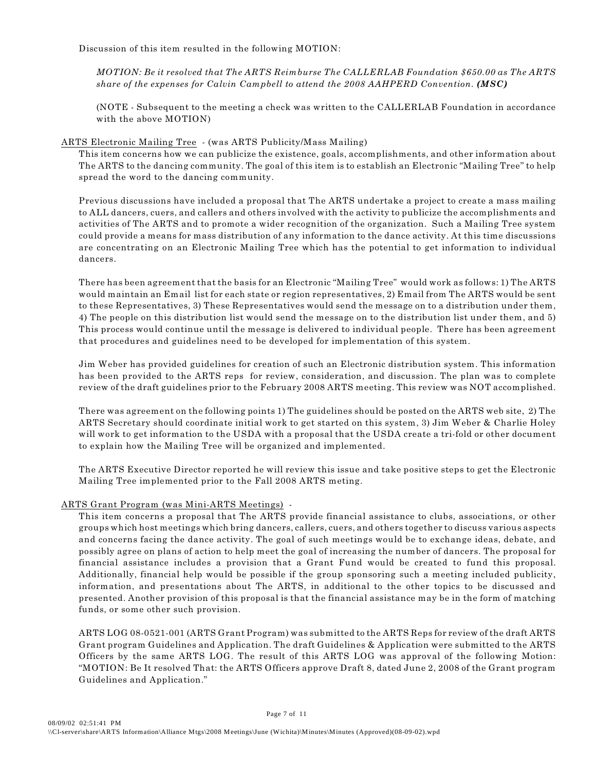Discussion of this item resulted in the following MOTION:

> *MOTION: Be it resolved that The ARTS Reimburse The CALLERLAB Foundation $650.00 as The ARTS share of the expenses for Calvin Campbell to attend the 2008 AAHPERD Convention. **(MSC)***
>
> (NOTE - Subsequent to the meeting a check was written to the CALLERLAB Foundation in accordance with the above MOTION)

<u>ARTS Electronic Mailing Tree</u> - (was ARTS Publicity/Mass Mailing)

This item concerns how we can publicize the existence, goals, accomplishments, and other information about The ARTS to the dancing community. The goal of this item is to establish an Electronic "Mailing Tree" to help spread the word to the dancing community.

Previous discussions have included a proposal that The ARTS undertake a project to create a mass mailing to ALL dancers, cuers, and callers and others involved with the activity to publicize the accomplishments and activities of The ARTS and to promote a wider recognition of the organization. Such a Mailing Tree system could provide a means for mass distribution of any information to the dance activity. At this time discussions are concentrating on an Electronic Mailing Tree which has the potential to get information to individual dancers.

There has been agreement that the basis for an Electronic "Mailing Tree" would work as follows: 1) The ARTS would maintain an Email list for each state or region representatives, 2) Email from The ARTS would be sent to these Representatives, 3) These Representatives would send the message on to a distribution under them, 4) The people on this distribution list would send the message on to the distribution list under them, and 5) This process would continue until the message is delivered to individual people. There has been agreement that procedures and guidelines need to be developed for implementation of this system.

Jim Weber has provided guidelines for creation of such an Electronic distribution system. This information has been provided to the ARTS reps for review, consideration, and discussion. The plan was to complete review of the draft guidelines prior to the February 2008 ARTS meeting. This review was NOT accomplished.

There was agreement on the following points 1) The guidelines should be posted on the ARTS web site, 2) The ARTS Secretary should coordinate initial work to get started on this system, 3) Jim Weber & Charlie Holey will work to get information to the USDA with a proposal that the USDA create a tri-fold or other document to explain how the Mailing Tree will be organized and implemented.

The ARTS Executive Director reported he will review this issue and take positive steps to get the Electronic Mailing Tree implemented prior to the Fall 2008 ARTS meting.

<u>ARTS Grant Program (was Mini-ARTS Meetings)</u> -

This item concerns a proposal that The ARTS provide financial assistance to clubs, associations, or other groups which host meetings which bring dancers, callers, cuers, and others together to discuss various aspects and concerns facing the dance activity. The goal of such meetings would be to exchange ideas, debate, and possibly agree on plans of action to help meet the goal of increasing the number of dancers. The proposal for financial assistance includes a provision that a Grant Fund would be created to fund this proposal. Additionally, financial help would be possible if the group sponsoring such a meeting included publicity, information, and presentations about The ARTS, in additional to the other topics to be discussed and presented. Another provision of this proposal is that the financial assistance may be in the form of matching funds, or some other such provision.

ARTS LOG 08-0521-001 (ARTS Grant Program) was submitted to the ARTS Reps for review of the draft ARTS Grant program Guidelines and Application. The draft Guidelines & Application were submitted to the ARTS Officers by the same ARTS LOG. The result of this ARTS LOG was approval of the following Motion: "MOTION: Be It resolved That: the ARTS Officers approve Draft 8, dated June 2, 2008 of the Grant program Guidelines and Application."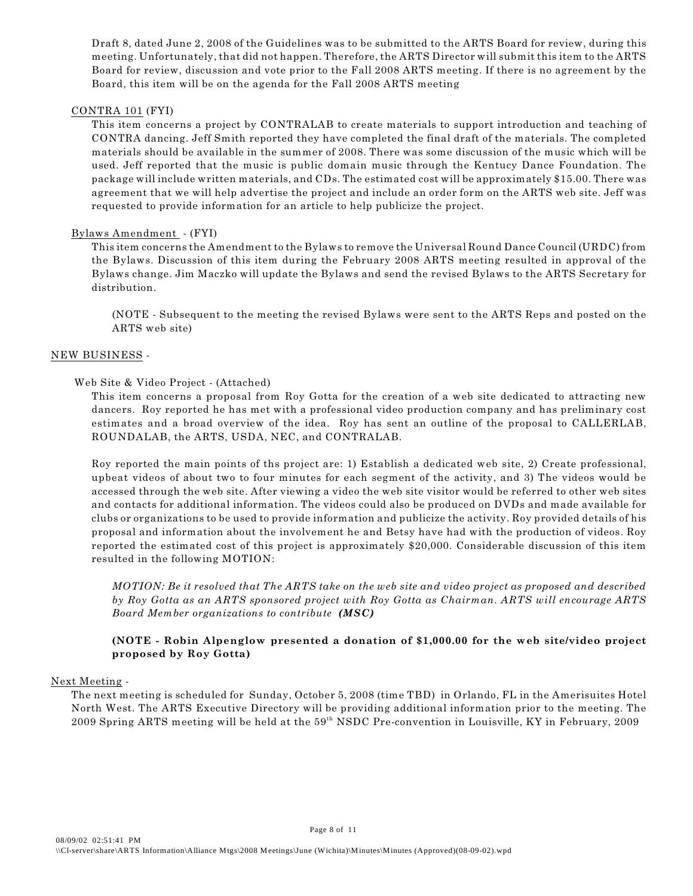Draft 8, dated June 2, 2008 of the Guidelines was to be submitted to the ARTS Board for review, during this meeting. Unfortunately, that did not happen. Therefore, the ARTS Director will submit this item to the ARTS Board for review, discussion and vote prior to the Fall 2008 ARTS meeting. If there is no agreement by the Board, this item will be on the agenda for the Fall 2008 ARTS meeting

CONTRA 101 (FYI)

This item concerns a project by CONTRALAB to create materials to support introduction and teaching of CONTRA dancing. Jeff Smith reported they have completed the final draft of the materials. The completed materials should be available in the summer of 2008. There was some discussion of the music which will be used. Jeff reported that the music is public domain music through the Kentucy Dance Foundation. The package will include written materials, and CDs. The estimated cost will be approximately $15.00. There was agreement that we will help advertise the project and include an order form on the ARTS web site. Jeff was requested to provide information for an article to help publicize the project.

Bylaws Amendment - (FYI)

This item concerns the Amendment to the Bylaws to remove the Universal Round Dance Council (URDC) from the Bylaws. Discussion of this item during the February 2008 ARTS meeting resulted in approval of the Bylaws change. Jim Maczko will update the Bylaws and send the revised Bylaws to the ARTS Secretary for distribution.

(NOTE - Subsequent to the meeting the revised Bylaws were sent to the ARTS Reps and posted on the ARTS web site)

NEW BUSINESS -

Web Site & Video Project - (Attached)

This item concerns a proposal from Roy Gotta for the creation of a web site dedicated to attracting new dancers. Roy reported he has met with a professional video production company and has preliminary cost estimates and a broad overview of the idea. Roy has sent an outline of the proposal to CALLERLAB, ROUNDALAB, the ARTS, USDA, NEC, and CONTRALAB.

Roy reported the main points of ths project are: 1) Establish a dedicated web site, 2) Create professional, upbeat videos of about two to four minutes for each segment of the activity, and 3) The videos would be accessed through the web site. After viewing a video the web site visitor would be referred to other web sites and contacts for additional information. The videos could also be produced on DVDs and made available for clubs or organizations to be used to provide information and publicize the activity. Roy provided details of his proposal and information about the involvement he and Betsy have had with the production of videos. Roy reported the estimated cost of this project is approximately $20,000. Considerable discussion of this item resulted in the following MOTION:

*MOTION: Be it resolved that The ARTS take on the web site and video project as proposed and described by Roy Gotta as an ARTS sponsored project with Roy Gotta as Chairman. ARTS will encourage ARTS Board Member organizations to contribute* ***(MSC)***

**(NOTE - Robin Alpenglow presented a donation of $1,000.00 for the web site/video project proposed by Roy Gotta)**

Next Meeting -

The next meeting is scheduled for Sunday, October 5, 2008 (time TBD) in Orlando, FL in the Amerisuites Hotel North West. The ARTS Executive Directory will be providing additional information prior to the meeting. The 2009 Spring ARTS meeting will be held at the 59th NSDC Pre-convention in Louisville, KY in February, 2009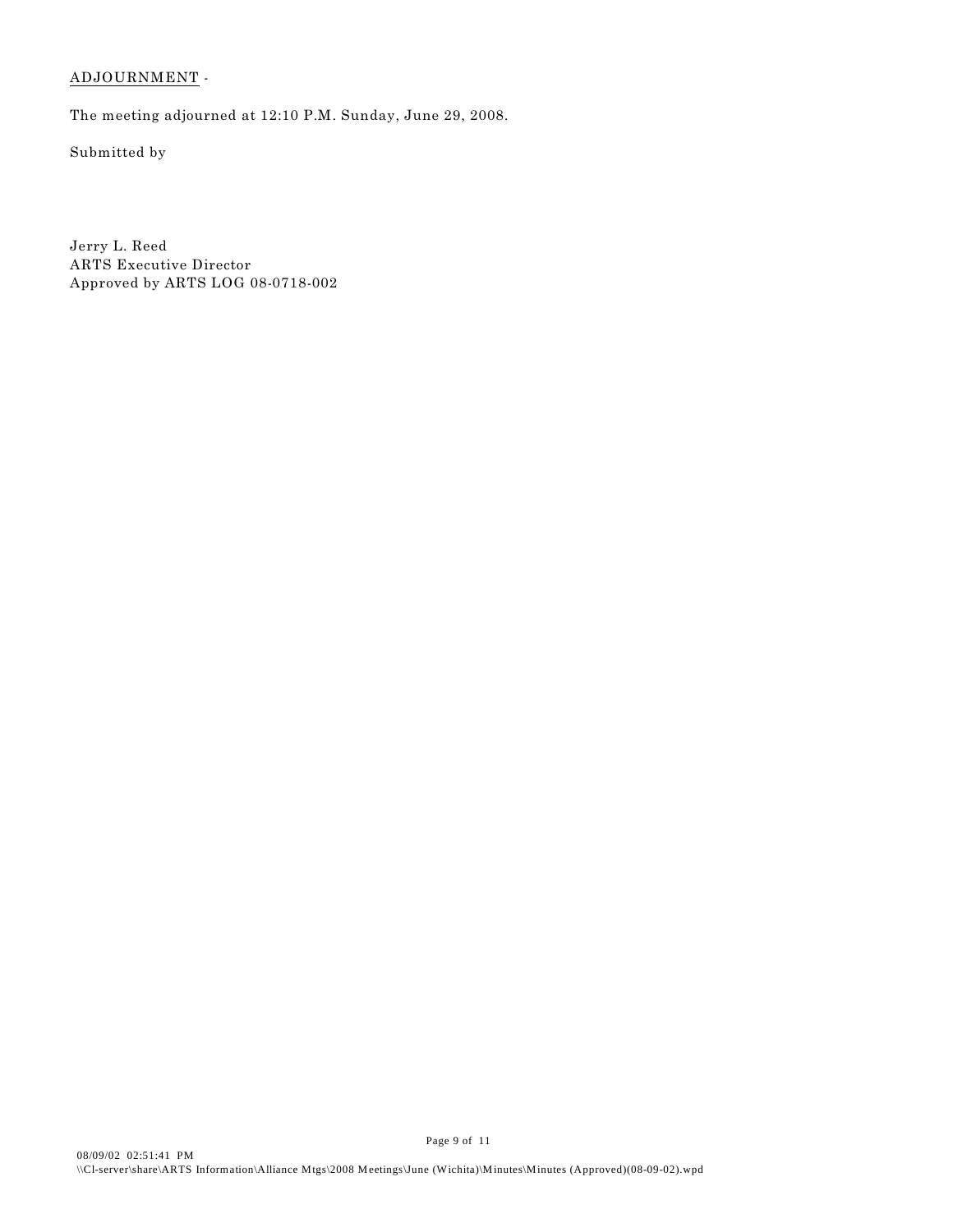ADJOURNMENT -

The meeting adjourned at 12:10 P.M. Sunday, June 29, 2008.

Submitted by

Jerry L. Reed
ARTS Executive Director
Approved by ARTS LOG 08-0718-002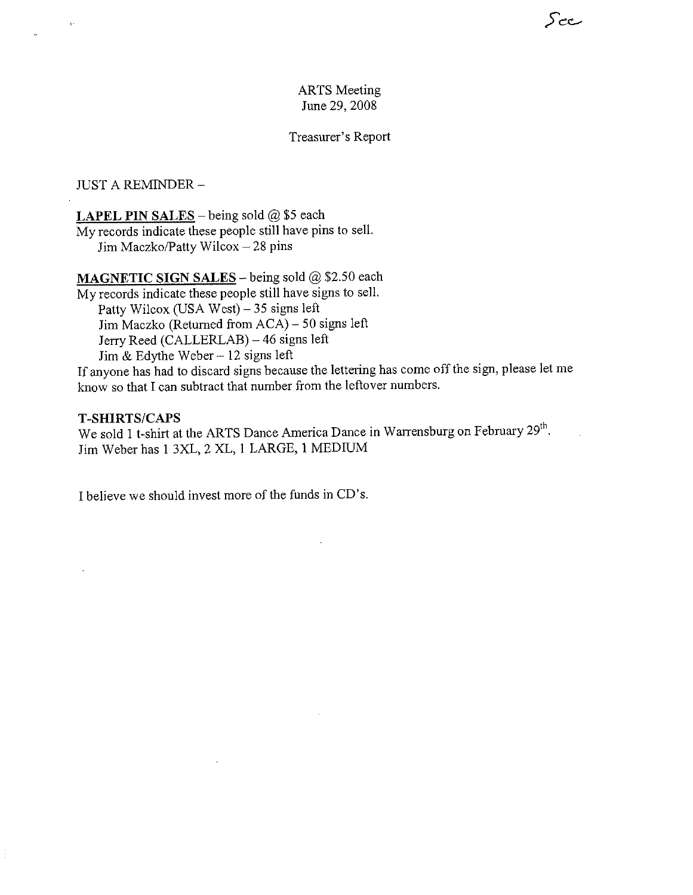Sec

ARTS Meeting
June 29, 2008

Treasurer's Report

JUST A REMINDER –

**LAPEL PIN SALES** – being sold @ $5 each
My records indicate these people still have pins to sell.
Jim Maczko/Patty Wilcox – 28 pins

**MAGNETIC SIGN SALES** – being sold @ $2.50 each
My records indicate these people still have signs to sell.
Patty Wilcox (USA West) – 35 signs left
Jim Maczko (Returned from ACA) – 50 signs left
Jerry Reed (CALLERLAB) – 46 signs left
Jim & Edythe Weber – 12 signs left
If anyone has had to discard signs because the lettering has come off the sign, please let me know so that I can subtract that number from the leftover numbers.

**T-SHIRTS/CAPS**
We sold 1 t-shirt at the ARTS Dance America Dance in Warrensburg on February 29th.
Jim Weber has 1 3XL, 2 XL, 1 LARGE, 1 MEDIUM

I believe we should invest more of the funds in CD's.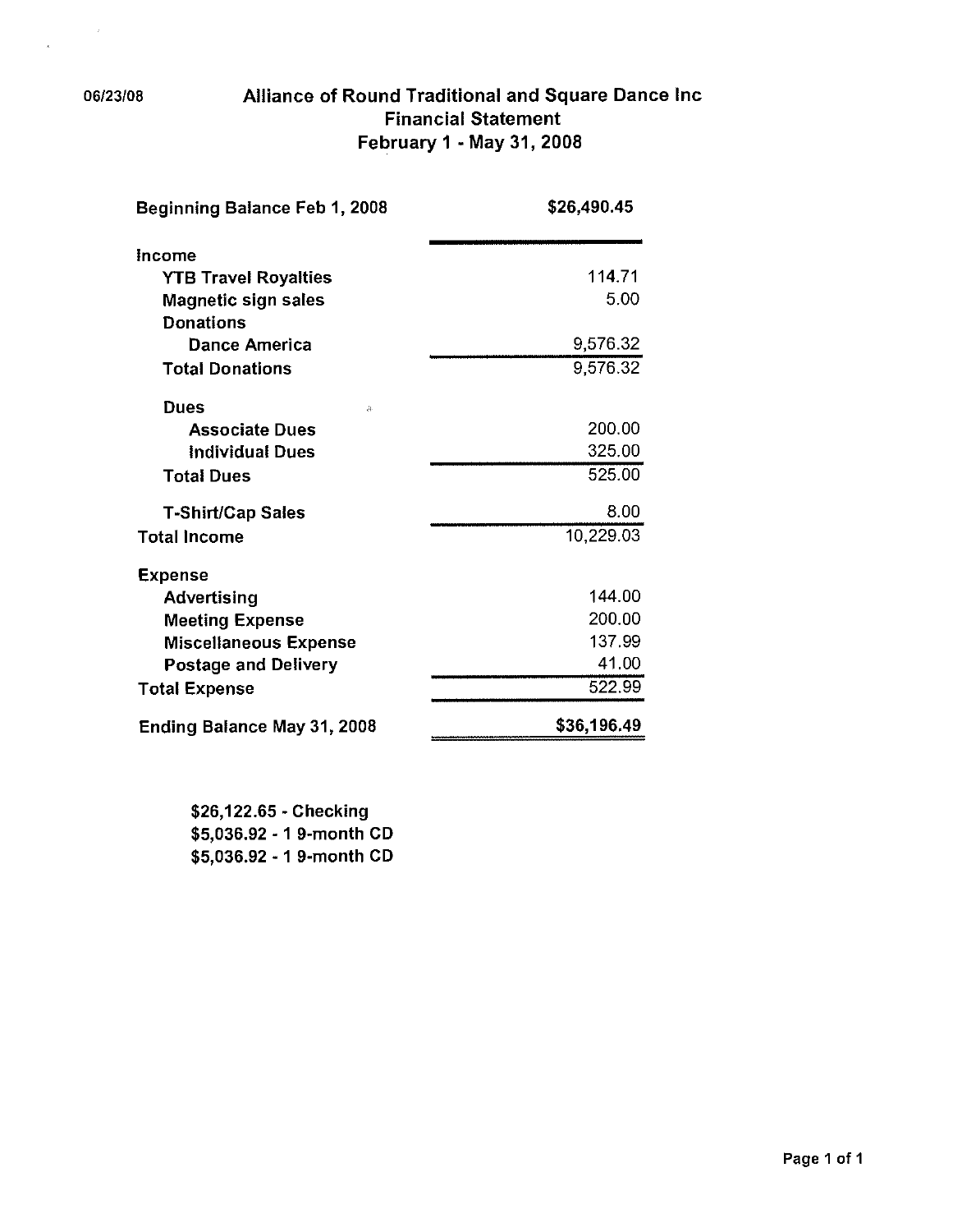06/23/08

# Alliance of Round Traditional and Square Dance Inc
## Financial Statement
### February 1 - May 31, 2008

| | |
|---|---|
| **Beginning Balance Feb 1, 2008** | **$26,490.45** |
| **Income** | |
| **YTB Travel Royalties** | 114.71 |
| **Magnetic sign sales** | 5.00 |
| **Donations** | |
| **Dance America** | 9,576.32 |
| **Total Donations** | 9,576.32 |
| **Dues** | |
| **Associate Dues** | 200.00 |
| **Individual Dues** | 325.00 |
| **Total Dues** | 525.00 |
| **T-Shirt/Cap Sales** | 8.00 |
| **Total Income** | 10,229.03 |
| **Expense** | |
| **Advertising** | 144.00 |
| **Meeting Expense** | 200.00 |
| **Miscellaneous Expense** | 137.99 |
| **Postage and Delivery** | 41.00 |
| **Total Expense** | 522.99 |
| **Ending Balance May 31, 2008** | **$36,196.49** |

**$26,122.65 - Checking**
**$5,036.92 - 1 9-month CD**
**$5,036.92 - 1 9-month CD**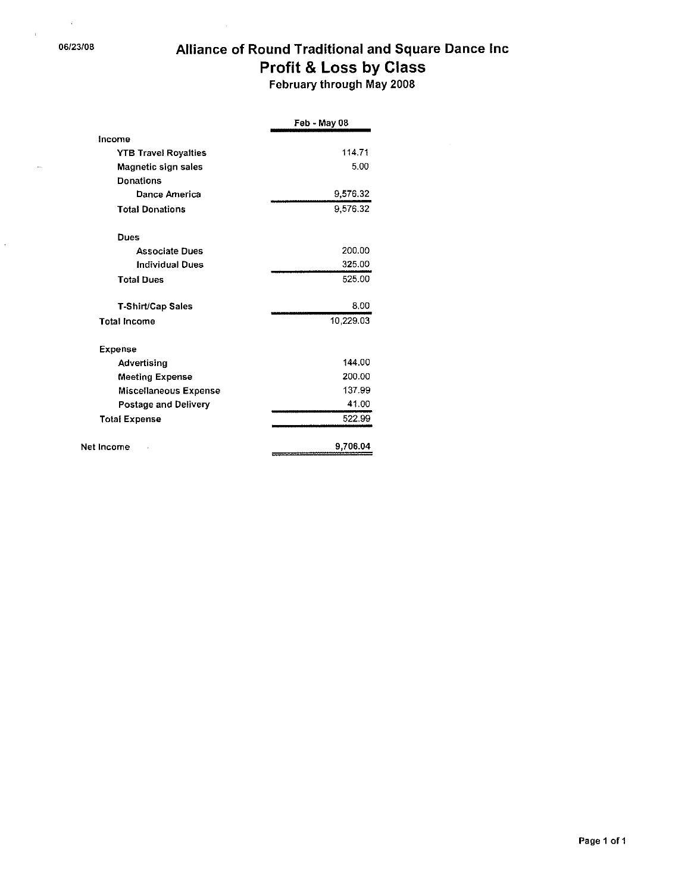06/23/08

# Alliance of Round Traditional and Square Dance Inc

## Profit & Loss by Class

February through May 2008

| | Feb - May 08 |
|---|---|
| Income | |
| YTB Travel Royalties | 114.71 |
| Magnetic sign sales | 5.00 |
| Donations | |
| Dance America | 9,576.32 |
| Total Donations | 9,576.32 |
| | |
| Dues | |
| Associate Dues | 200.00 |
| Individual Dues | 325.00 |
| Total Dues | 525.00 |
| | |
| T-Shirt/Cap Sales | 8.00 |
| Total Income | 10,229.03 |
| | |
| Expense | |
| Advertising | 144.00 |
| Meeting Expense | 200.00 |
| Miscellaneous Expense | 137.99 |
| Postage and Delivery | 41.00 |
| Total Expense | 522.99 |
| | |
| Net Income | 9,706.04 |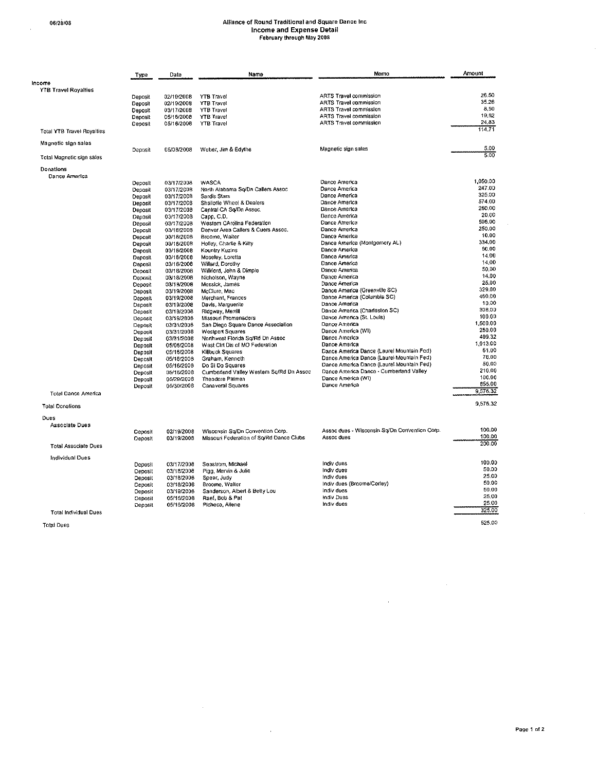# Alliance of Round Traditional and Square Dance Inc
## Income and Expense Detail
### February through May 2008

06/28/08

| | Type | Date | Name | Memo | Amount |
|---|---|---|---|---|---|
| **Income** | | | | | |
| YTB Travel Royalties | | | | | |
| | Deposit | 02/19/2008 | YTB Travel | ARTS Travel commission | 26.50 |
| | Deposit | 02/19/2008 | YTB Travel | ARTS Travel commission | 35.26 |
| | Deposit | 03/17/2008 | YTB Travel | ARTS Travel commission | 8.50 |
| | Deposit | 05/16/2008 | YTB Travel | ARTS Travel commission | 19.62 |
| | Deposit | 05/16/2008 | YTB Travel | ARTS Travel commission | 24.83 |
| Total YTB Travel Royalties | | | | | 114.71 |
| Magnetic sign sales | | | | | |
| | Deposit | 05/08/2008 | Weber, Jim & Edythe | Magnetic sign sales | 5.00 |
| Total Magnetic sign sales | | | | | 5.00 |
| Donations | | | | | |
| Dance America | | | | | |
| | Deposit | 03/17/2008 | WASCA | Dance America | 1,050.00 |
| | Deposit | 03/17/2008 | North Alabama Sq/Dn Callers Assoc | Dance America | 247.00 |
| | Deposit | 03/17/2008 | Sardis Stars | Dance America | 325.00 |
| | Deposit | 03/17/2008 | Shallotte Wheel & Dealers | Dance America | 574.00 |
| | Deposit | 03/17/2008 | Central CA Sq/Dn Assoc. | Dance America | 260.00 |
| | Deposit | 03/17/2008 | Capp, C.D. | Dance America | 20.00 |
| | Deposit | 03/17/2008 | Western CArolina Federation | Dance America | 505.00 |
| | Deposit | 03/18/2008 | Denver Area Callers & Cuers Assoc. | Dance America | 250.00 |
| | Deposit | 03/18/2008 | Broome, Walter | Dance America | 10.00 |
| | Deposit | 03/18/2008 | Holley, Charlie & Kitty | Dance America (Montgomery AL) | 334.00 |
| | Deposit | 03/18/2008 | Kountry Kuzins | Dance America | 60.00 |
| | Deposit | 03/18/2008 | Moseley, Loretta | Dance America | 14.00 |
| | Deposit | 03/18/2008 | Willard, Dorothy | Dance America | 14.00 |
| | Deposit | 03/18/2008 | Williford, John & Dimple | Dance America | 50.00 |
| | Deposit | 03/18/2008 | Nicholson, Wayne | Dance America | 14.00 |
| | Deposit | 03/18/2008 | Messick, James | Dance America | 25.00 |
| | Deposit | 03/19/2008 | McClure, Mac | Dance America (Greenville SC) | 329.00 |
| | Deposit | 03/19/2008 | Merchant, Frances | Dance America (Columbia SC) | 460.00 |
| | Deposit | 03/19/2008 | Davis, Marguerite | Dance America | 10.00 |
| | Deposit | 03/19/2008 | Ridgway, Merrill | Dance America (Charleston SC) | 308.00 |
| | Deposit | 03/19/2008 | Missouri Promenaders | Dance America (St. Louis) | 100.00 |
| | Deposit | 03/31/2008 | San Diego Square Dance Association | Dance America | 1,500.00 |
| | Deposit | 03/31/2008 | Westport Squares | Dance America (WI) | 250.00 |
| | Deposit | 03/31/2008 | Northwest Florida Sq/Rd Dn Assoc | Dance America | 499.32 |
| | Deposit | 05/08/2008 | West Ctrl Dis of MO Federation | Dance America | 1,013.00 |
| | Deposit | 05/16/2008 | Killbuck Squares | Dance America Dance (Laurel Mountain Fed) | 61.00 |
| | Deposit | 05/16/2008 | Graham, Kenneth | Dance America Dance (Laurel Mountain Fed) | 70.00 |
| | Deposit | 05/16/2008 | Do Si Do Squares | Dance America Dance (Laurel Mountain Fed) | 50.00 |
| | Deposit | 05/16/2008 | Cumberland Valley Western Sq/Rd Dn Assoc | Dance America Dance - Cumberland Valley | 210.00 |
| | Deposit | 05/29/2008 | Theodore Palmen | Dance America (WI) | 100.00 |
| | Deposit | 05/30/2008 | Canaveral Squares | Dance America | 855.00 |
| Total Dance America | | | | | 9,576.32 |
| Total Donations | | | | | 9,576.32 |
| Dues | | | | | |
| Associate Dues | | | | | |
| | Deposit | 02/19/2008 | Wisconsin Sq/Dn Convention Corp. | Assoc dues - Wisconsin Sq/Dn Convention Corp. | 100.00 |
| | Deposit | 03/19/2008 | Missouri Federation of Sq/Rd Dance Clubs | Assoc dues | 100.00 |
| Total Associate Dues | | | | | 200.00 |
| Individual Dues | | | | | |
| | Deposit | 03/17/2008 | Seastrom, Michael | Indiv dues | 100.00 |
| | Deposit | 03/18/2008 | Pigg, Mervin & Julie | Indiv dues | 50.00 |
| | Deposit | 03/18/2008 | Speer, Judy | Indiv dues | 25.00 |
| | Deposit | 03/18/2008 | Broome, Walter | Indiv dues (Broome/Corley) | 50.00 |
| | Deposit | 03/19/2008 | Sanderson, Albert & Betty Lou | Indiv dues | 50.00 |
| | Deposit | 05/16/2008 | Raef, Bob & Pat | Indiv Dues | 25.00 |
| | Deposit | 05/16/2008 | Picheco, Ailene | Indiv dues | 25.00 |
| Total Individual Dues | | | | | 325.00 |
| Total Dues | | | | | 525.00 |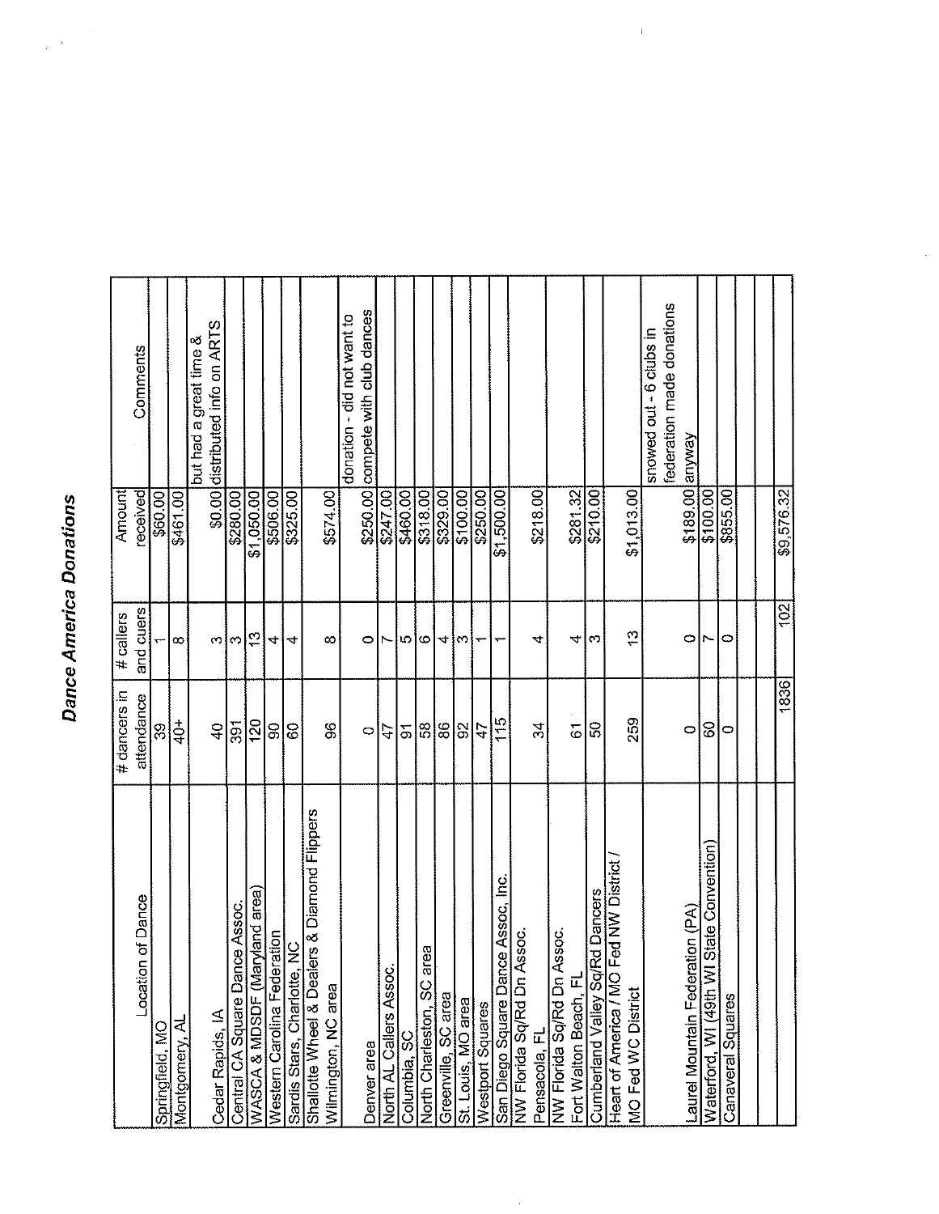# Dance America Donations

| Location of Dance | # dancers in attendance | # callers and cuers | Amount received | Comments |
|---|---|---|---|---|
| Springfield, MO | 39 | 1 | $60.00 | |
| Montgomery, AL | 40+ | 8 | $461.00 | |
| Cedar Rapids, IA | 40 | 3 | $0.00 | but had a great time & distributed info on ARTS |
| Central CA Square Dance Assoc. | 391 | 3 | $280.00 | |
| WASCA & MDSDF (Maryland area) | 120 | 13 | $1,050.00 | |
| Western Carolina Federation | 90 | 4 | $506.00 | |
| Sardis Stars, Charlotte, NC | 60 | 4 | $325.00 | |
| Shallotte Wheel & Dealers & Diamond Flippers Wilmington, NC area | 96 | 8 | $574.00 | |
| Denver area | 0 | 0 | $250.00 | donation - did not want to compete with club dances |
| North AL Callers Assoc. | 47 | 7 | $247.00 | |
| Columbia, SC | 91 | 5 | $460.00 | |
| North Charleston, SC area | 58 | 6 | $318.00 | |
| Greenville, SC area | 86 | 4 | $329.00 | |
| St. Louis, MO area | 92 | 3 | $100.00 | |
| Westport Squares | 47 | 1 | $250.00 | |
| San Diego Square Dance Assoc, Inc. | 115 | 1 | $1,500.00 | |
| NW Florida Sq/Rd Dn Assoc. Pensacola, FL | 34 | 4 | $218.00 | |
| NW Florida Sq/Rd Dn Assoc. Fort Walton Beach, FL | 61 | 4 | $281.32 | |
| Cumberland Valley Sq/Rd Dancers | 50 | 3 | $210.00 | |
| Heart of America / MO Fed NW District / MO Fed WC District | 259 | 13 | $1,013.00 | |
| Laurel Mountain Federation (PA) | 0 | 0 | $189.00 | snowed out - 6 clubs in federation made donations anyway |
| Waterford, WI (49th WI State Convention) | 60 | 7 | $100.00 | |
| Canaveral Squares | 0 | 0 | $855.00 | |
| | | | | |
| | 1836 | 102 | $9,576.32 | |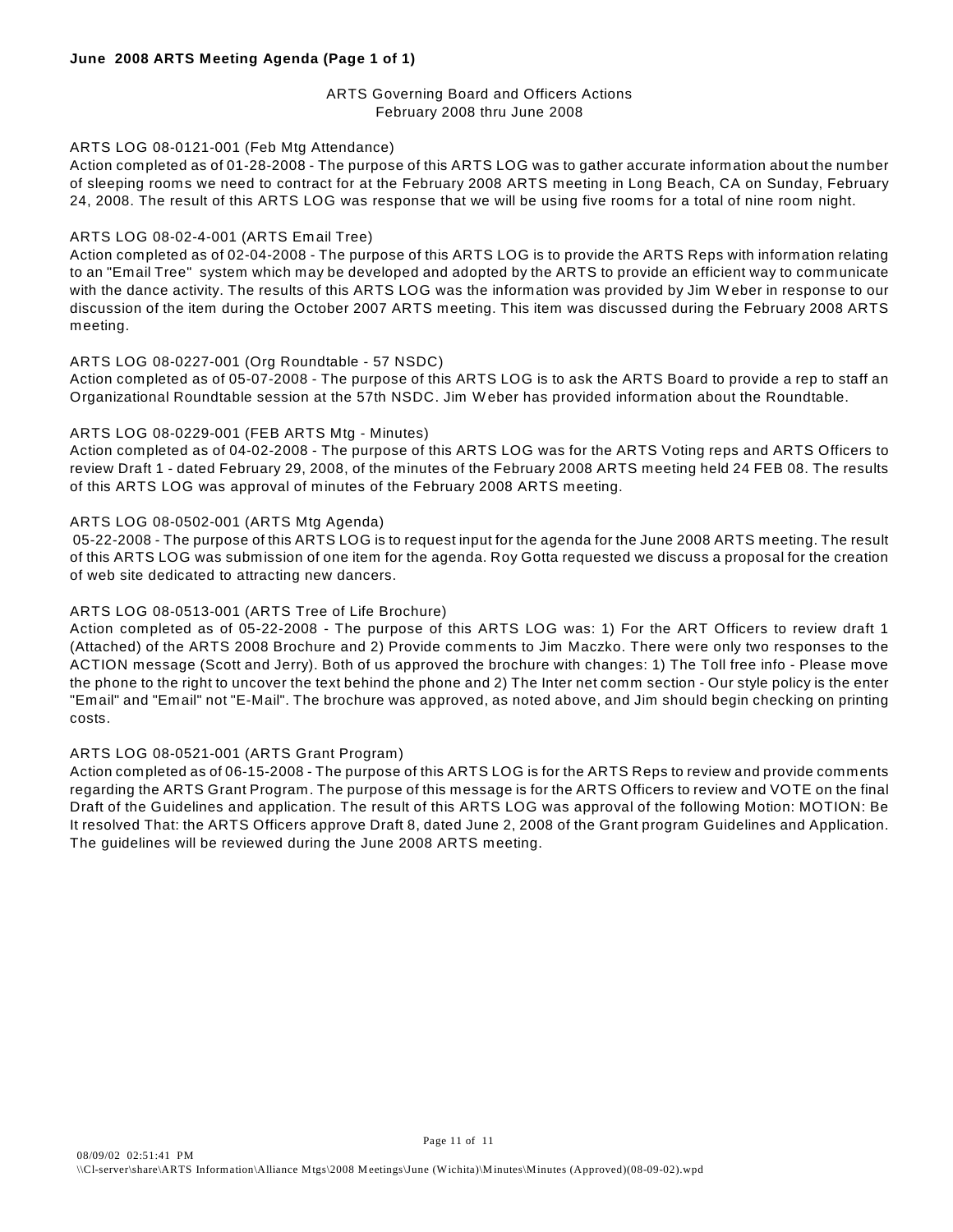**June 2008 ARTS Meeting Agenda (Page 1 of 1)**

ARTS Governing Board and Officers Actions
February 2008 thru June 2008

ARTS LOG 08-0121-001 (Feb Mtg Attendance)
Action completed as of 01-28-2008 - The purpose of this ARTS LOG was to gather accurate information about the number of sleeping rooms we need to contract for at the February 2008 ARTS meeting in Long Beach, CA on Sunday, February 24, 2008. The result of this ARTS LOG was response that we will be using five rooms for a total of nine room night.

ARTS LOG 08-02-4-001 (ARTS Email Tree)
Action completed as of 02-04-2008 - The purpose of this ARTS LOG is to provide the ARTS Reps with information relating to an "Email Tree" system which may be developed and adopted by the ARTS to provide an efficient way to communicate with the dance activity. The results of this ARTS LOG was the information was provided by Jim Weber in response to our discussion of the item during the October 2007 ARTS meeting. This item was discussed during the February 2008 ARTS meeting.

ARTS LOG 08-0227-001 (Org Roundtable - 57 NSDC)
Action completed as of 05-07-2008 - The purpose of this ARTS LOG is to ask the ARTS Board to provide a rep to staff an Organizational Roundtable session at the 57th NSDC. Jim Weber has provided information about the Roundtable.

ARTS LOG 08-0229-001 (FEB ARTS Mtg - Minutes)
Action completed as of 04-02-2008 - The purpose of this ARTS LOG was for the ARTS Voting reps and ARTS Officers to review Draft 1 - dated February 29, 2008, of the minutes of the February 2008 ARTS meeting held 24 FEB 08. The results of this ARTS LOG was approval of minutes of the February 2008 ARTS meeting.

ARTS LOG 08-0502-001 (ARTS Mtg Agenda)
05-22-2008 - The purpose of this ARTS LOG is to request input for the agenda for the June 2008 ARTS meeting. The result of this ARTS LOG was submission of one item for the agenda. Roy Gotta requested we discuss a proposal for the creation of web site dedicated to attracting new dancers.

ARTS LOG 08-0513-001 (ARTS Tree of Life Brochure)
Action completed as of 05-22-2008 - The purpose of this ARTS LOG was: 1) For the ART Officers to review draft 1 (Attached) of the ARTS 2008 Brochure and 2) Provide comments to Jim Maczko. There were only two responses to the ACTION message (Scott and Jerry). Both of us approved the brochure with changes: 1) The Toll free info - Please move the phone to the right to uncover the text behind the phone and 2) The Inter net comm section - Our style policy is the enter "Email" and "Email" not "E-Mail". The brochure was approved, as noted above, and Jim should begin checking on printing costs.

ARTS LOG 08-0521-001 (ARTS Grant Program)
Action completed as of 06-15-2008 - The purpose of this ARTS LOG is for the ARTS Reps to review and provide comments regarding the ARTS Grant Program. The purpose of this message is for the ARTS Officers to review and VOTE on the final Draft of the Guidelines and application. The result of this ARTS LOG was approval of the following Motion: MOTION: Be It resolved That: the ARTS Officers approve Draft 8, dated June 2, 2008 of the Grant program Guidelines and Application. The guidelines will be reviewed during the June 2008 ARTS meeting.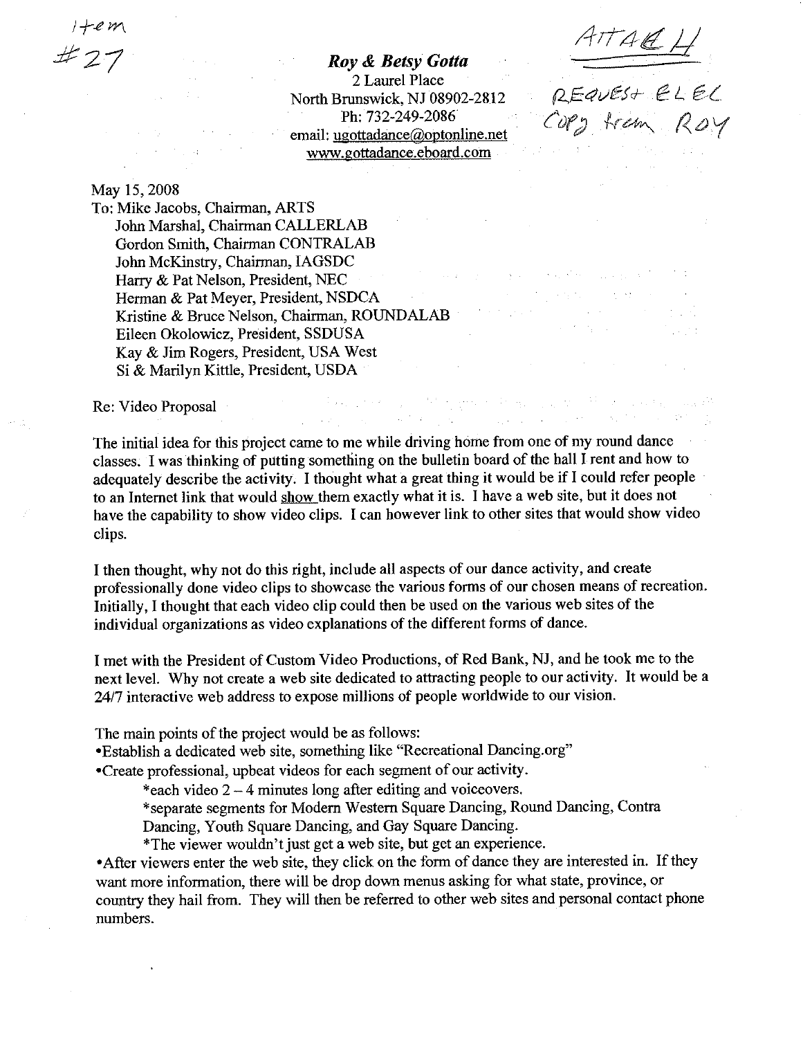Item #27

ATTACH H

REQUEST ELEC Copy from ROY

***Roy & Betsy Gotta***
2 Laurel Place
North Brunswick, NJ 08902-2812
Ph: 732-249-2086
email: ugottadance@optonline.net
www.gottadance.eboard.com

May 15, 2008

To: Mike Jacobs, Chairman, ARTS
John Marshal, Chairman CALLERLAB
Gordon Smith, Chairman CONTRALAB
John McKinstry, Chairman, IAGSDC
Harry & Pat Nelson, President, NEC
Herman & Pat Meyer, President, NSDCA
Kristine & Bruce Nelson, Chairman, ROUNDALAB
Eileen Okolowicz, President, SSDUSA
Kay & Jim Rogers, President, USA West
Si & Marilyn Kittle, President, USDA

Re: Video Proposal

The initial idea for this project came to me while driving home from one of my round dance classes. I was thinking of putting something on the bulletin board of the hall I rent and how to adequately describe the activity. I thought what a great thing it would be if I could refer people to an Internet link that would show them exactly what it is. I have a web site, but it does not have the capability to show video clips. I can however link to other sites that would show video clips.

I then thought, why not do this right, include all aspects of our dance activity, and create professionally done video clips to showcase the various forms of our chosen means of recreation. Initially, I thought that each video clip could then be used on the various web sites of the individual organizations as video explanations of the different forms of dance.

I met with the President of Custom Video Productions, of Red Bank, NJ, and he took me to the next level. Why not create a web site dedicated to attracting people to our activity. It would be a 24/7 interactive web address to expose millions of people worldwide to our vision.

The main points of the project would be as follows:

- Establish a dedicated web site, something like "Recreational Dancing.org"
- Create professional, upbeat videos for each segment of our activity.
    - *each video 2 – 4 minutes long after editing and voiceovers.
    - *separate segments for Modern Western Square Dancing, Round Dancing, Contra Dancing, Youth Square Dancing, and Gay Square Dancing.
    - *The viewer wouldn't just get a web site, but get an experience.
- After viewers enter the web site, they click on the form of dance they are interested in. If they want more information, there will be drop down menus asking for what state, province, or country they hail from. They will then be referred to other web sites and personal contact phone numbers.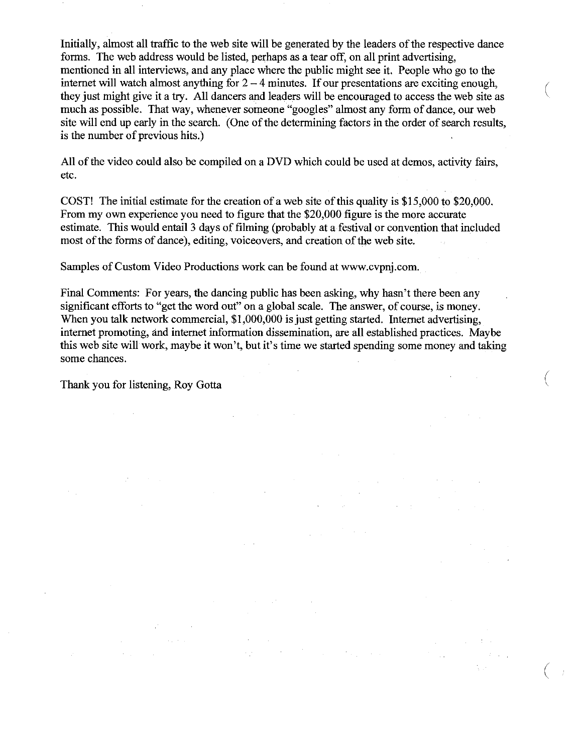Initially, almost all traffic to the web site will be generated by the leaders of the respective dance forms. The web address would be listed, perhaps as a tear off, on all print advertising, mentioned in all interviews, and any place where the public might see it. People who go to the internet will watch almost anything for 2 – 4 minutes. If our presentations are exciting enough, they just might give it a try. All dancers and leaders will be encouraged to access the web site as much as possible. That way, whenever someone "googles" almost any form of dance, our web site will end up early in the search. (One of the determining factors in the order of search results, is the number of previous hits.)

All of the video could also be compiled on a DVD which could be used at demos, activity fairs, etc.

COST! The initial estimate for the creation of a web site of this quality is $15,000 to $20,000. From my own experience you need to figure that the $20,000 figure is the more accurate estimate. This would entail 3 days of filming (probably at a festival or convention that included most of the forms of dance), editing, voiceovers, and creation of the web site.

Samples of Custom Video Productions work can be found at www.cvpnj.com.

Final Comments: For years, the dancing public has been asking, why hasn't there been any significant efforts to "get the word out" on a global scale. The answer, of course, is money. When you talk network commercial, $1,000,000 is just getting started. Internet advertising, internet promoting, and internet information dissemination, are all established practices. Maybe this web site will work, maybe it won't, but it's time we started spending some money and taking some chances.

Thank you for listening, Roy Gotta